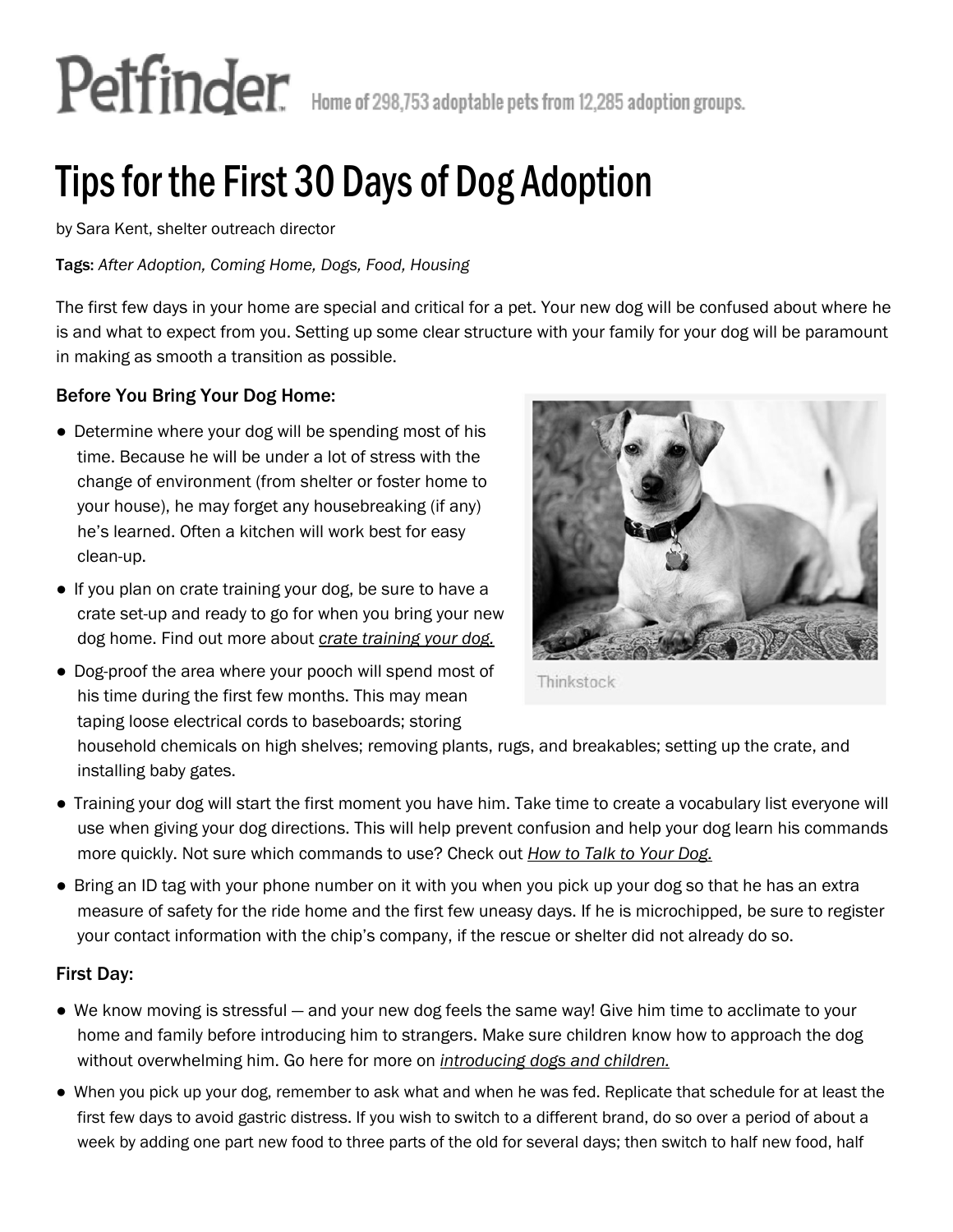Petfinder Home of 298,753 adoptable pets from 12,285 adoption groups.

# Tips for the First 30 Days of Dog Adoption

by Sara Kent, shelter outreach director

**Tags:** *After Adoption, Coming Home, Dogs, Food, Housing*

The first few days in your home are special and critical for a pet. Your new dog will be confused about where he is and what to expect from you. Setting up some clear structure with your family for your dog will be paramount in making as smooth a transition as possible.

### Before You Bring Your Dog Home:

- Determine where your dog will be spending most of his time. Because he will be under a lot of stress with the change of environment (from shelter or foster home to your house), he may forget any housebreaking (if any) he's learned. Often a kitchen will work best for easy clean-up.
- If you plan on crate training your dog, be sure to have a crate set-up and ready to go for when you bring your new dog home. Find out more about *crate training your dog.*
- Dog-proof the area where your pooch will spend most of his time during the first few months. This may mean taping loose electrical cords to baseboards; storing household chemicals on high shelves; removing plants, rugs, and breakables; setting up the crate, and installing baby gates.
- Training your dog will start the first moment you have him. Take time to create a vocabulary list everyone will use when giving your dog directions. This will help prevent confusion and help your dog learn his commands more quickly. Not sure which commands to use? Check out *How to Talk to Your Dog.*
- Bring an ID tag with your phone number on it with you when you pick up your dog so that he has an extra measure of safety for the ride home and the first few uneasy days. If he is microchipped, be sure to register your contact information with the chip's company, if the rescue or shelter did not already do so.

Thinkstock

### First Day:

- We know moving is stressful — and your new dog feels the same way! Give him time to acclimate to your home and family before introducing him to strangers. Make sure children know how to approach the dog without overwhelming him. Go here for more on *introducing dogs and children.*
- When you pick up your dog, remember to ask what and when he was fed. Replicate that schedule for at least the first few days to avoid gastric distress. If you wish to switch to a different brand, do so over a period of about a week by adding one part new food to three parts of the old for several days; then switch to half new food, half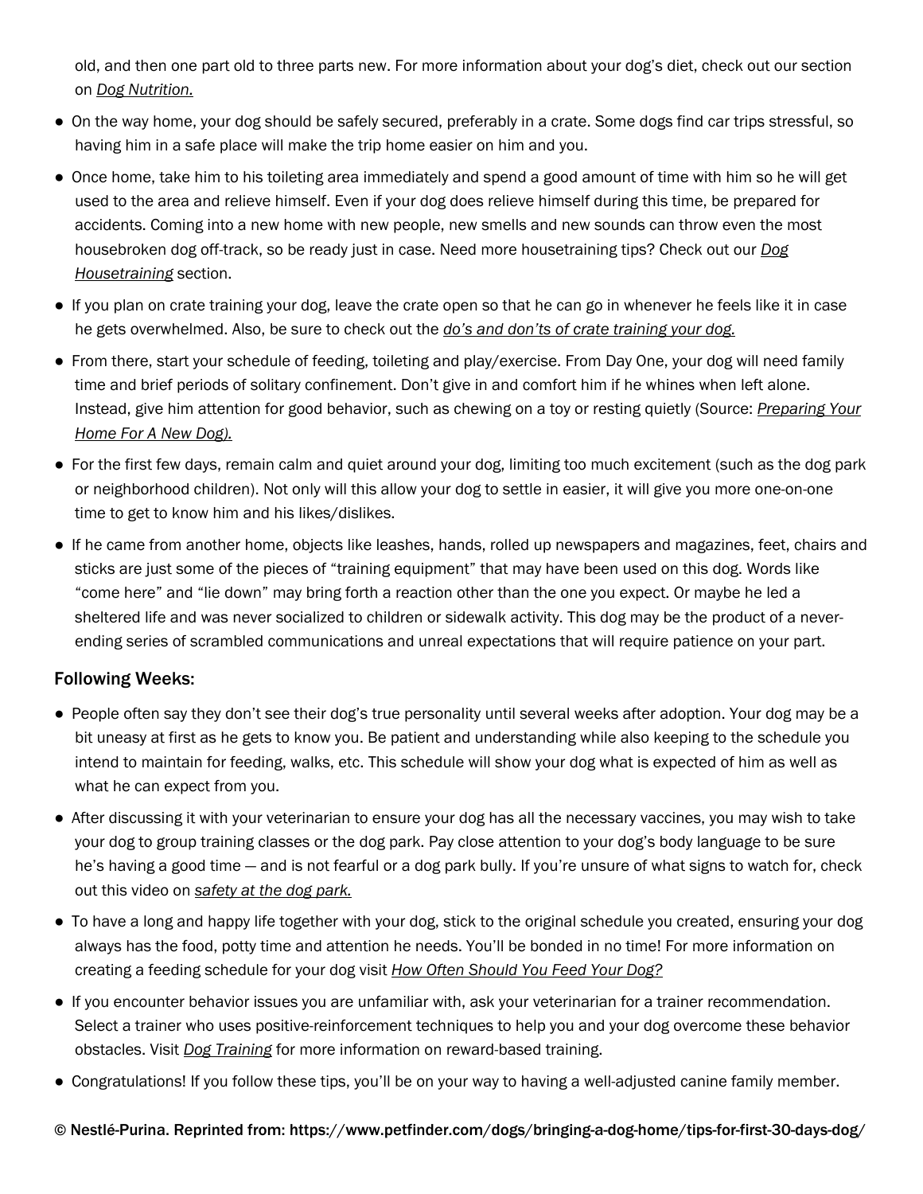old, and then one part old to three parts new. For more information about your dog's diet, check out our section on *Dog Nutrition.*

- On the way home, your dog should be safely secured, preferably in a crate. Some dogs find car trips stressful, so having him in a safe place will make the trip home easier on him and you.
- Once home, take him to his toileting area immediately and spend a good amount of time with him so he will get used to the area and relieve himself. Even if your dog does relieve himself during this time, be prepared for accidents. Coming into a new home with new people, new smells and new sounds can throw even the most housebroken dog off-track, so be ready just in case. Need more housetraining tips? Check out our *Dog Housetraining* section.
- If you plan on crate training your dog, leave the crate open so that he can go in whenever he feels like it in case he gets overwhelmed. Also, be sure to check out the *do's and don'ts of crate training your dog.*
- From there, start your schedule of feeding, toileting and play/exercise. From Day One, your dog will need family time and brief periods of solitary confinement. Don't give in and comfort him if he whines when left alone. Instead, give him attention for good behavior, such as chewing on a toy or resting quietly (Source: *Preparing Your Home For A New Dog).*
- For the first few days, remain calm and quiet around your dog, limiting too much excitement (such as the dog park or neighborhood children). Not only will this allow your dog to settle in easier, it will give you more one-on-one time to get to know him and his likes/dislikes.
- If he came from another home, objects like leashes, hands, rolled up newspapers and magazines, feet, chairs and sticks are just some of the pieces of "training equipment" that may have been used on this dog. Words like "come here" and "lie down" may bring forth a reaction other than the one you expect. Or maybe he led a sheltered life and was never socialized to children or sidewalk activity. This dog may be the product of a never-ending series of scrambled communications and unreal expectations that will require patience on your part.

### Following Weeks:

- People often say they don't see their dog's true personality until several weeks after adoption. Your dog may be a bit uneasy at first as he gets to know you. Be patient and understanding while also keeping to the schedule you intend to maintain for feeding, walks, etc. This schedule will show your dog what is expected of him as well as what he can expect from you.
- After discussing it with your veterinarian to ensure your dog has all the necessary vaccines, you may wish to take your dog to group training classes or the dog park. Pay close attention to your dog's body language to be sure he's having a good time — and is not fearful or a dog park bully. If you're unsure of what signs to watch for, check out this video on *safety at the dog park.*
- To have a long and happy life together with your dog, stick to the original schedule you created, ensuring your dog always has the food, potty time and attention he needs. You'll be bonded in no time! For more information on creating a feeding schedule for your dog visit *How Often Should You Feed Your Dog?*
- If you encounter behavior issues you are unfamiliar with, ask your veterinarian for a trainer recommendation. Select a trainer who uses positive-reinforcement techniques to help you and your dog overcome these behavior obstacles. Visit *Dog Training* for more information on reward-based training.
- Congratulations! If you follow these tips, you'll be on your way to having a well-adjusted canine family member.

**© Nestlé-Purina. Reprinted from: https://www.petfinder.com/dogs/bringing-a-dog-home/tips-for-first-30-days-dog/**